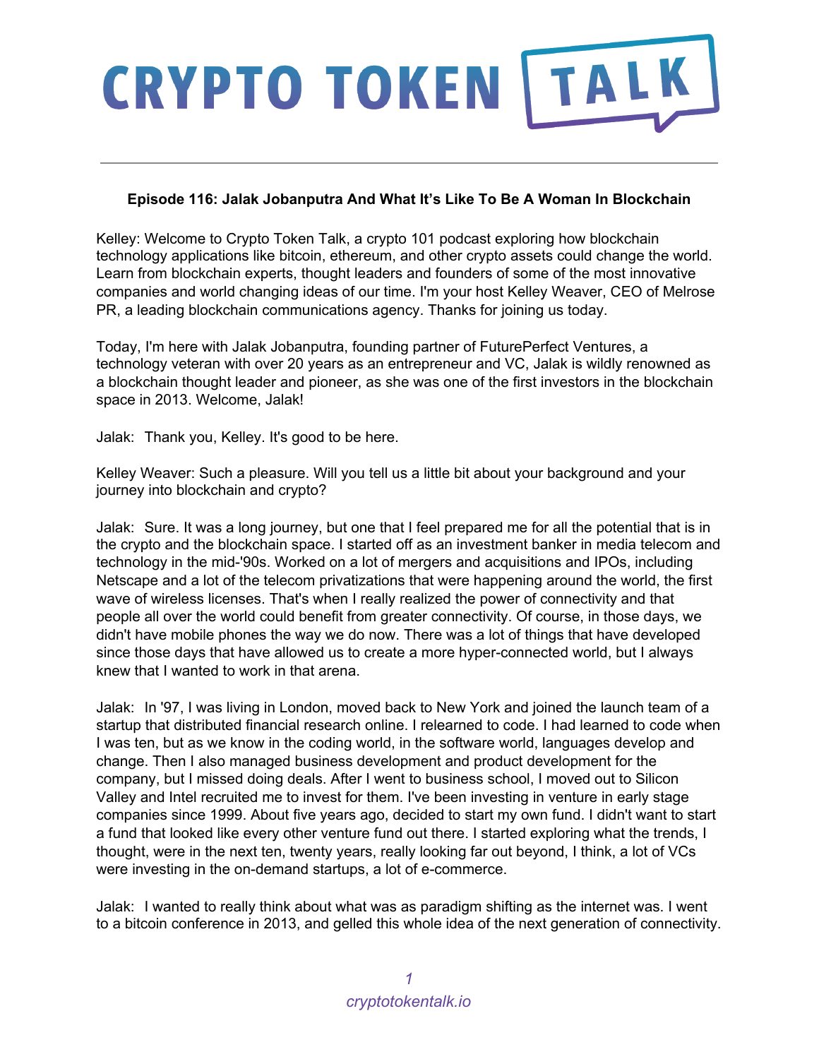# CRYPTO TOKEN TALK

**Episode 116: Jalak Jobanputra And What It's Like To Be A Woman In Blockchain**

Kelley: Welcome to Crypto Token Talk, a crypto 101 podcast exploring how blockchain technology applications like bitcoin, ethereum, and other crypto assets could change the world. Learn from blockchain experts, thought leaders and founders of some of the most innovative companies and world changing ideas of our time. I'm your host Kelley Weaver, CEO of Melrose PR, a leading blockchain communications agency. Thanks for joining us today.

Today, I'm here with Jalak Jobanputra, founding partner of FuturePerfect Ventures, a technology veteran with over 20 years as an entrepreneur and VC, Jalak is wildly renowned as a blockchain thought leader and pioneer, as she was one of the first investors in the blockchain space in 2013. Welcome, Jalak!

Jalak: Thank you, Kelley. It's good to be here.

Kelley Weaver: Such a pleasure. Will you tell us a little bit about your background and your journey into blockchain and crypto?

Jalak: Sure. It was a long journey, but one that I feel prepared me for all the potential that is in the crypto and the blockchain space. I started off as an investment banker in media telecom and technology in the mid-'90s. Worked on a lot of mergers and acquisitions and IPOs, including Netscape and a lot of the telecom privatizations that were happening around the world, the first wave of wireless licenses. That's when I really realized the power of connectivity and that people all over the world could benefit from greater connectivity. Of course, in those days, we didn't have mobile phones the way we do now. There was a lot of things that have developed since those days that have allowed us to create a more hyper-connected world, but I always knew that I wanted to work in that arena.

Jalak: In '97, I was living in London, moved back to New York and joined the launch team of a startup that distributed financial research online. I relearned to code. I had learned to code when I was ten, but as we know in the coding world, in the software world, languages develop and change. Then I also managed business development and product development for the company, but I missed doing deals. After I went to business school, I moved out to Silicon Valley and Intel recruited me to invest for them. I've been investing in venture in early stage companies since 1999. About five years ago, decided to start my own fund. I didn't want to start a fund that looked like every other venture fund out there. I started exploring what the trends, I thought, were in the next ten, twenty years, really looking far out beyond, I think, a lot of VCs were investing in the on-demand startups, a lot of e-commerce.

Jalak: I wanted to really think about what was as paradigm shifting as the internet was. I went to a bitcoin conference in 2013, and gelled this whole idea of the next generation of connectivity.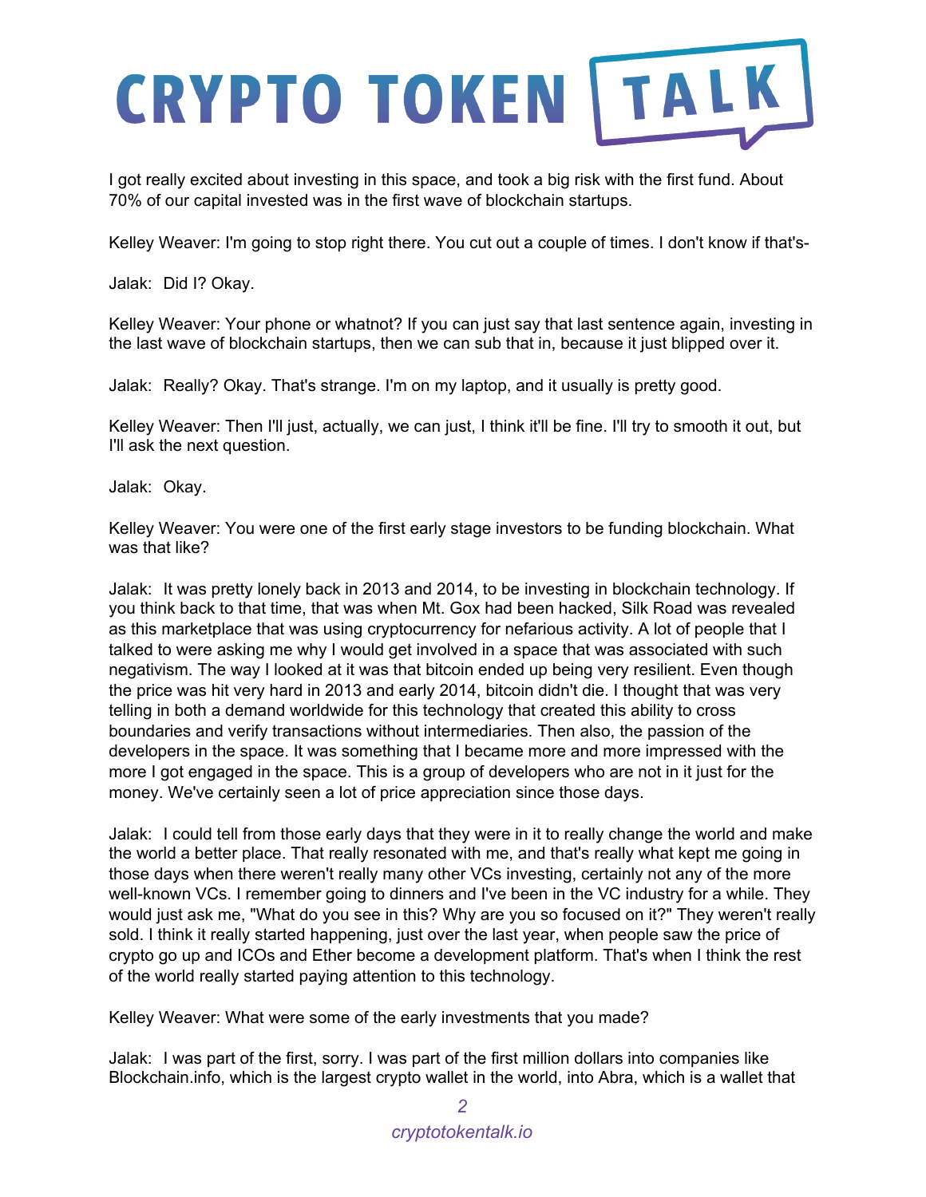I got really excited about investing in this space, and took a big risk with the first fund. About 70% of our capital invested was in the first wave of blockchain startups.

Kelley Weaver: I'm going to stop right there. You cut out a couple of times. I don't know if that's-

Jalak: Did I? Okay.

Kelley Weaver: Your phone or whatnot? If you can just say that last sentence again, investing in the last wave of blockchain startups, then we can sub that in, because it just blipped over it.

Jalak: Really? Okay. That's strange. I'm on my laptop, and it usually is pretty good.

Kelley Weaver: Then I'll just, actually, we can just, I think it'll be fine. I'll try to smooth it out, but I'll ask the next question.

Jalak: Okay.

Kelley Weaver: You were one of the first early stage investors to be funding blockchain. What was that like?

Jalak: It was pretty lonely back in 2013 and 2014, to be investing in blockchain technology. If you think back to that time, that was when Mt. Gox had been hacked, Silk Road was revealed as this marketplace that was using cryptocurrency for nefarious activity. A lot of people that I talked to were asking me why I would get involved in a space that was associated with such negativism. The way I looked at it was that bitcoin ended up being very resilient. Even though the price was hit very hard in 2013 and early 2014, bitcoin didn't die. I thought that was very telling in both a demand worldwide for this technology that created this ability to cross boundaries and verify transactions without intermediaries. Then also, the passion of the developers in the space. It was something that I became more and more impressed with the more I got engaged in the space. This is a group of developers who are not in it just for the money. We've certainly seen a lot of price appreciation since those days.

Jalak: I could tell from those early days that they were in it to really change the world and make the world a better place. That really resonated with me, and that's really what kept me going in those days when there weren't really many other VCs investing, certainly not any of the more well-known VCs. I remember going to dinners and I've been in the VC industry for a while. They would just ask me, "What do you see in this? Why are you so focused on it?" They weren't really sold. I think it really started happening, just over the last year, when people saw the price of crypto go up and ICOs and Ether become a development platform. That's when I think the rest of the world really started paying attention to this technology.

Kelley Weaver: What were some of the early investments that you made?

Jalak: I was part of the first, sorry. I was part of the first million dollars into companies like Blockchain.info, which is the largest crypto wallet in the world, into Abra, which is a wallet that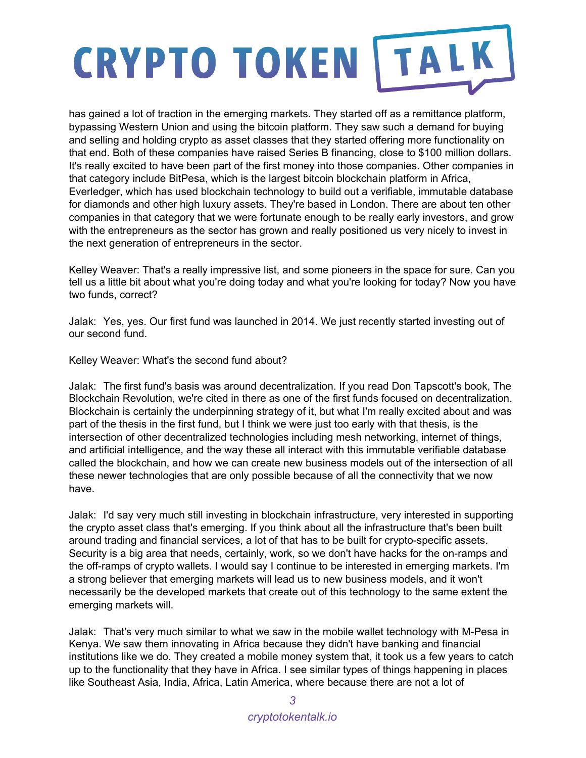has gained a lot of traction in the emerging markets. They started off as a remittance platform, bypassing Western Union and using the bitcoin platform. They saw such a demand for buying and selling and holding crypto as asset classes that they started offering more functionality on that end. Both of these companies have raised Series B financing, close to $100 million dollars. It's really excited to have been part of the first money into those companies. Other companies in that category include BitPesa, which is the largest bitcoin blockchain platform in Africa, Everledger, which has used blockchain technology to build out a verifiable, immutable database for diamonds and other high luxury assets. They're based in London. There are about ten other companies in that category that we were fortunate enough to be really early investors, and grow with the entrepreneurs as the sector has grown and really positioned us very nicely to invest in the next generation of entrepreneurs in the sector.

Kelley Weaver: That's a really impressive list, and some pioneers in the space for sure. Can you tell us a little bit about what you're doing today and what you're looking for today? Now you have two funds, correct?

Jalak: Yes, yes. Our first fund was launched in 2014. We just recently started investing out of our second fund.

Kelley Weaver: What's the second fund about?

Jalak: The first fund's basis was around decentralization. If you read Don Tapscott's book, The Blockchain Revolution, we're cited in there as one of the first funds focused on decentralization. Blockchain is certainly the underpinning strategy of it, but what I'm really excited about and was part of the thesis in the first fund, but I think we were just too early with that thesis, is the intersection of other decentralized technologies including mesh networking, internet of things, and artificial intelligence, and the way these all interact with this immutable verifiable database called the blockchain, and how we can create new business models out of the intersection of all these newer technologies that are only possible because of all the connectivity that we now have.

Jalak: I'd say very much still investing in blockchain infrastructure, very interested in supporting the crypto asset class that's emerging. If you think about all the infrastructure that's been built around trading and financial services, a lot of that has to be built for crypto-specific assets. Security is a big area that needs, certainly, work, so we don't have hacks for the on-ramps and the off-ramps of crypto wallets. I would say I continue to be interested in emerging markets. I'm a strong believer that emerging markets will lead us to new business models, and it won't necessarily be the developed markets that create out of this technology to the same extent the emerging markets will.

Jalak: That's very much similar to what we saw in the mobile wallet technology with M-Pesa in Kenya. We saw them innovating in Africa because they didn't have banking and financial institutions like we do. They created a mobile money system that, it took us a few years to catch up to the functionality that they have in Africa. I see similar types of things happening in places like Southeast Asia, India, Africa, Latin America, where because there are not a lot of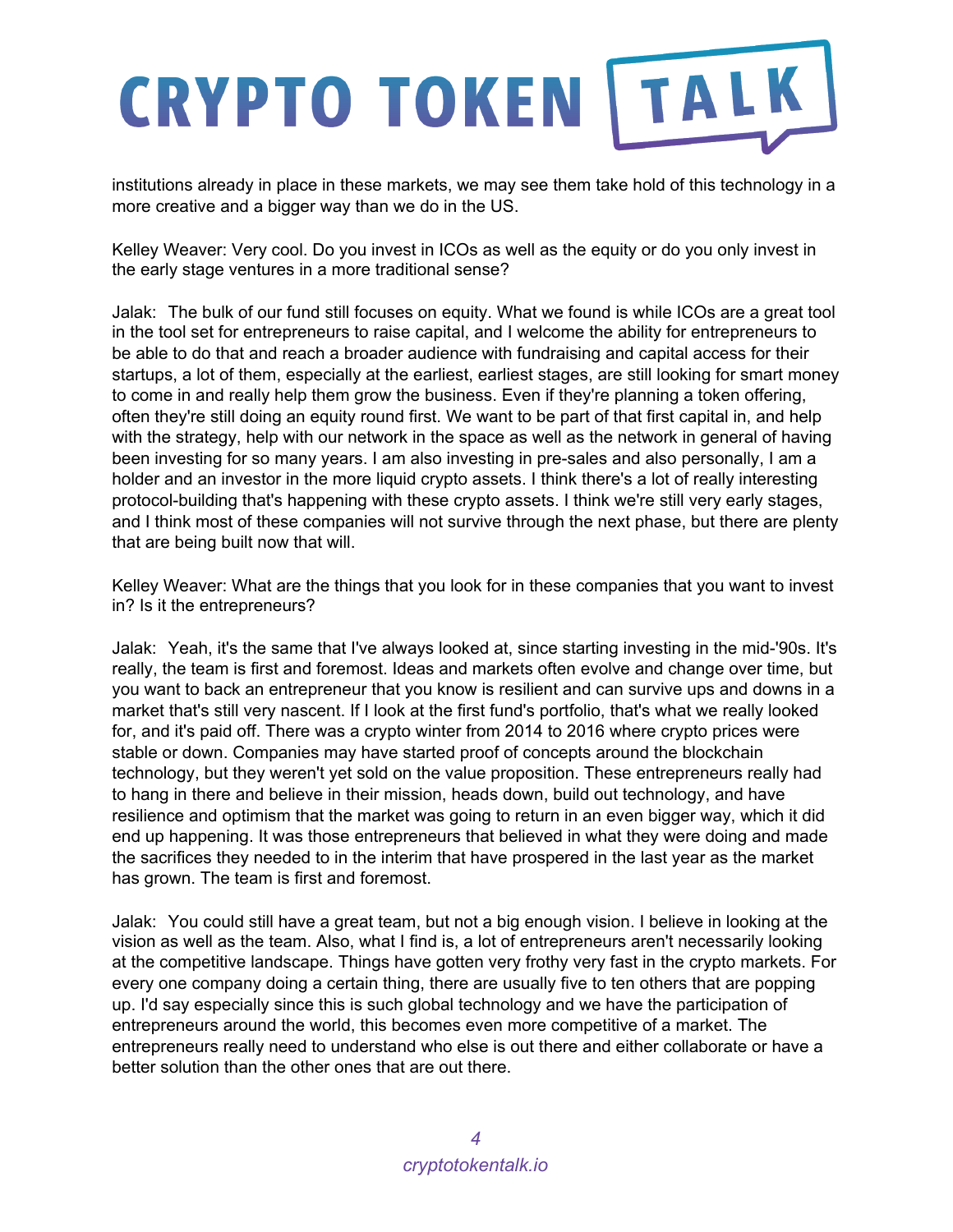institutions already in place in these markets, we may see them take hold of this technology in a more creative and a bigger way than we do in the US.

Kelley Weaver: Very cool. Do you invest in ICOs as well as the equity or do you only invest in the early stage ventures in a more traditional sense?

Jalak: The bulk of our fund still focuses on equity. What we found is while ICOs are a great tool in the tool set for entrepreneurs to raise capital, and I welcome the ability for entrepreneurs to be able to do that and reach a broader audience with fundraising and capital access for their startups, a lot of them, especially at the earliest, earliest stages, are still looking for smart money to come in and really help them grow the business. Even if they're planning a token offering, often they're still doing an equity round first. We want to be part of that first capital in, and help with the strategy, help with our network in the space as well as the network in general of having been investing for so many years. I am also investing in pre-sales and also personally, I am a holder and an investor in the more liquid crypto assets. I think there's a lot of really interesting protocol-building that's happening with these crypto assets. I think we're still very early stages, and I think most of these companies will not survive through the next phase, but there are plenty that are being built now that will.

Kelley Weaver: What are the things that you look for in these companies that you want to invest in? Is it the entrepreneurs?

Jalak: Yeah, it's the same that I've always looked at, since starting investing in the mid-'90s. It's really, the team is first and foremost. Ideas and markets often evolve and change over time, but you want to back an entrepreneur that you know is resilient and can survive ups and downs in a market that's still very nascent. If I look at the first fund's portfolio, that's what we really looked for, and it's paid off. There was a crypto winter from 2014 to 2016 where crypto prices were stable or down. Companies may have started proof of concepts around the blockchain technology, but they weren't yet sold on the value proposition. These entrepreneurs really had to hang in there and believe in their mission, heads down, build out technology, and have resilience and optimism that the market was going to return in an even bigger way, which it did end up happening. It was those entrepreneurs that believed in what they were doing and made the sacrifices they needed to in the interim that have prospered in the last year as the market has grown. The team is first and foremost.

Jalak: You could still have a great team, but not a big enough vision. I believe in looking at the vision as well as the team. Also, what I find is, a lot of entrepreneurs aren't necessarily looking at the competitive landscape. Things have gotten very frothy very fast in the crypto markets. For every one company doing a certain thing, there are usually five to ten others that are popping up. I'd say especially since this is such global technology and we have the participation of entrepreneurs around the world, this becomes even more competitive of a market. The entrepreneurs really need to understand who else is out there and either collaborate or have a better solution than the other ones that are out there.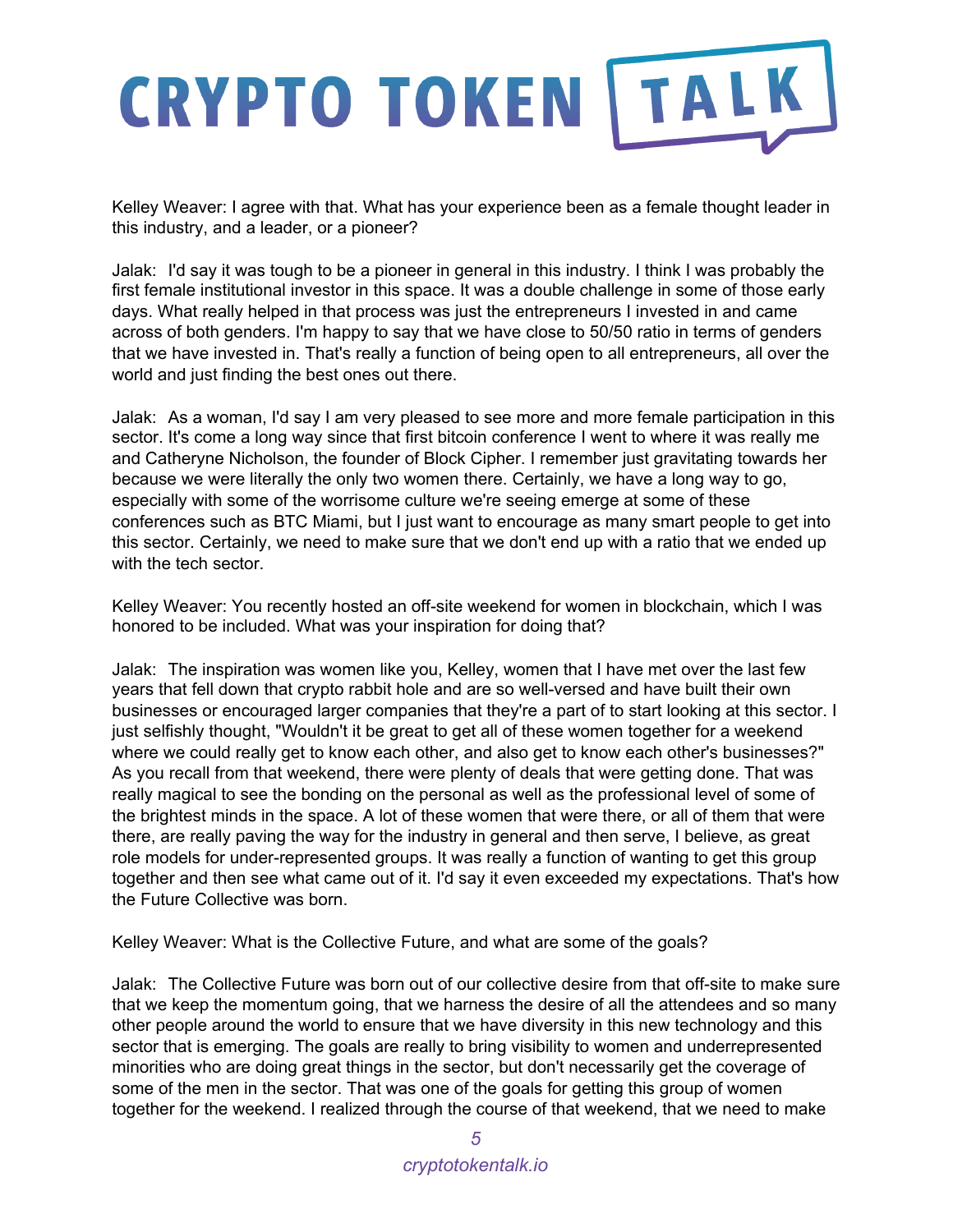Kelley Weaver: I agree with that. What has your experience been as a female thought leader in this industry, and a leader, or a pioneer?

Jalak: I'd say it was tough to be a pioneer in general in this industry. I think I was probably the first female institutional investor in this space. It was a double challenge in some of those early days. What really helped in that process was just the entrepreneurs I invested in and came across of both genders. I'm happy to say that we have close to 50/50 ratio in terms of genders that we have invested in. That's really a function of being open to all entrepreneurs, all over the world and just finding the best ones out there.

Jalak: As a woman, I'd say I am very pleased to see more and more female participation in this sector. It's come a long way since that first bitcoin conference I went to where it was really me and Catheryne Nicholson, the founder of Block Cipher. I remember just gravitating towards her because we were literally the only two women there. Certainly, we have a long way to go, especially with some of the worrisome culture we're seeing emerge at some of these conferences such as BTC Miami, but I just want to encourage as many smart people to get into this sector. Certainly, we need to make sure that we don't end up with a ratio that we ended up with the tech sector.

Kelley Weaver: You recently hosted an off-site weekend for women in blockchain, which I was honored to be included. What was your inspiration for doing that?

Jalak: The inspiration was women like you, Kelley, women that I have met over the last few years that fell down that crypto rabbit hole and are so well-versed and have built their own businesses or encouraged larger companies that they're a part of to start looking at this sector. I just selfishly thought, "Wouldn't it be great to get all of these women together for a weekend where we could really get to know each other, and also get to know each other's businesses?" As you recall from that weekend, there were plenty of deals that were getting done. That was really magical to see the bonding on the personal as well as the professional level of some of the brightest minds in the space. A lot of these women that were there, or all of them that were there, are really paving the way for the industry in general and then serve, I believe, as great role models for under-represented groups. It was really a function of wanting to get this group together and then see what came out of it. I'd say it even exceeded my expectations. That's how the Future Collective was born.

Kelley Weaver: What is the Collective Future, and what are some of the goals?

Jalak: The Collective Future was born out of our collective desire from that off-site to make sure that we keep the momentum going, that we harness the desire of all the attendees and so many other people around the world to ensure that we have diversity in this new technology and this sector that is emerging. The goals are really to bring visibility to women and underrepresented minorities who are doing great things in the sector, but don't necessarily get the coverage of some of the men in the sector. That was one of the goals for getting this group of women together for the weekend. I realized through the course of that weekend, that we need to make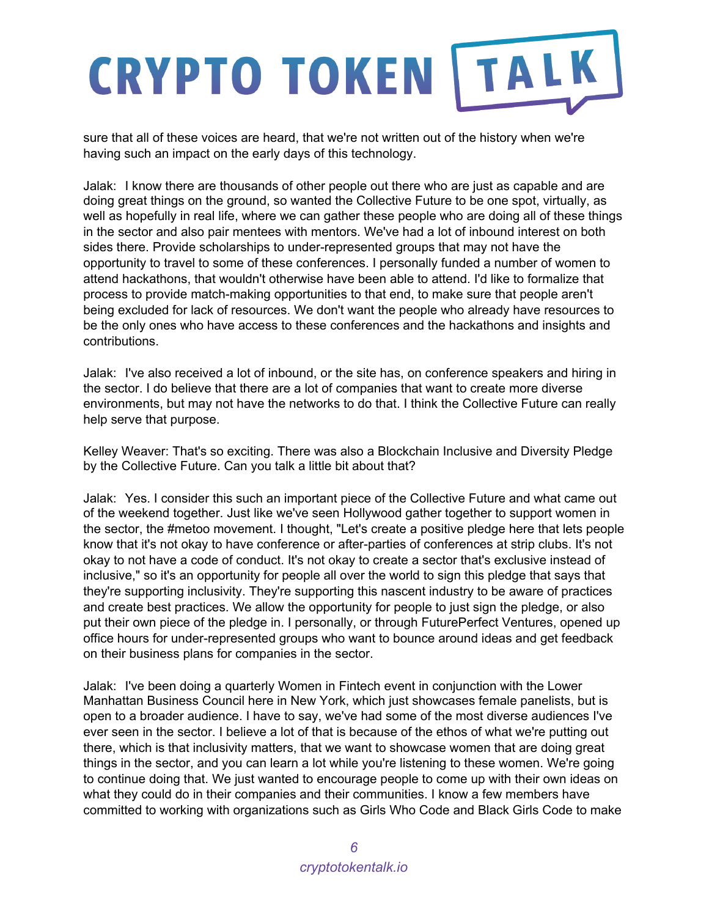sure that all of these voices are heard, that we're not written out of the history when we're having such an impact on the early days of this technology.

Jalak: I know there are thousands of other people out there who are just as capable and are doing great things on the ground, so wanted the Collective Future to be one spot, virtually, as well as hopefully in real life, where we can gather these people who are doing all of these things in the sector and also pair mentees with mentors. We've had a lot of inbound interest on both sides there. Provide scholarships to under-represented groups that may not have the opportunity to travel to some of these conferences. I personally funded a number of women to attend hackathons, that wouldn't otherwise have been able to attend. I'd like to formalize that process to provide match-making opportunities to that end, to make sure that people aren't being excluded for lack of resources. We don't want the people who already have resources to be the only ones who have access to these conferences and the hackathons and insights and contributions.

Jalak: I've also received a lot of inbound, or the site has, on conference speakers and hiring in the sector. I do believe that there are a lot of companies that want to create more diverse environments, but may not have the networks to do that. I think the Collective Future can really help serve that purpose.

Kelley Weaver: That's so exciting. There was also a Blockchain Inclusive and Diversity Pledge by the Collective Future. Can you talk a little bit about that?

Jalak: Yes. I consider this such an important piece of the Collective Future and what came out of the weekend together. Just like we've seen Hollywood gather together to support women in the sector, the #metoo movement. I thought, "Let's create a positive pledge here that lets people know that it's not okay to have conference or after-parties of conferences at strip clubs. It's not okay to not have a code of conduct. It's not okay to create a sector that's exclusive instead of inclusive," so it's an opportunity for people all over the world to sign this pledge that says that they're supporting inclusivity. They're supporting this nascent industry to be aware of practices and create best practices. We allow the opportunity for people to just sign the pledge, or also put their own piece of the pledge in. I personally, or through FuturePerfect Ventures, opened up office hours for under-represented groups who want to bounce around ideas and get feedback on their business plans for companies in the sector.

Jalak: I've been doing a quarterly Women in Fintech event in conjunction with the Lower Manhattan Business Council here in New York, which just showcases female panelists, but is open to a broader audience. I have to say, we've had some of the most diverse audiences I've ever seen in the sector. I believe a lot of that is because of the ethos of what we're putting out there, which is that inclusivity matters, that we want to showcase women that are doing great things in the sector, and you can learn a lot while you're listening to these women. We're going to continue doing that. We just wanted to encourage people to come up with their own ideas on what they could do in their companies and their communities. I know a few members have committed to working with organizations such as Girls Who Code and Black Girls Code to make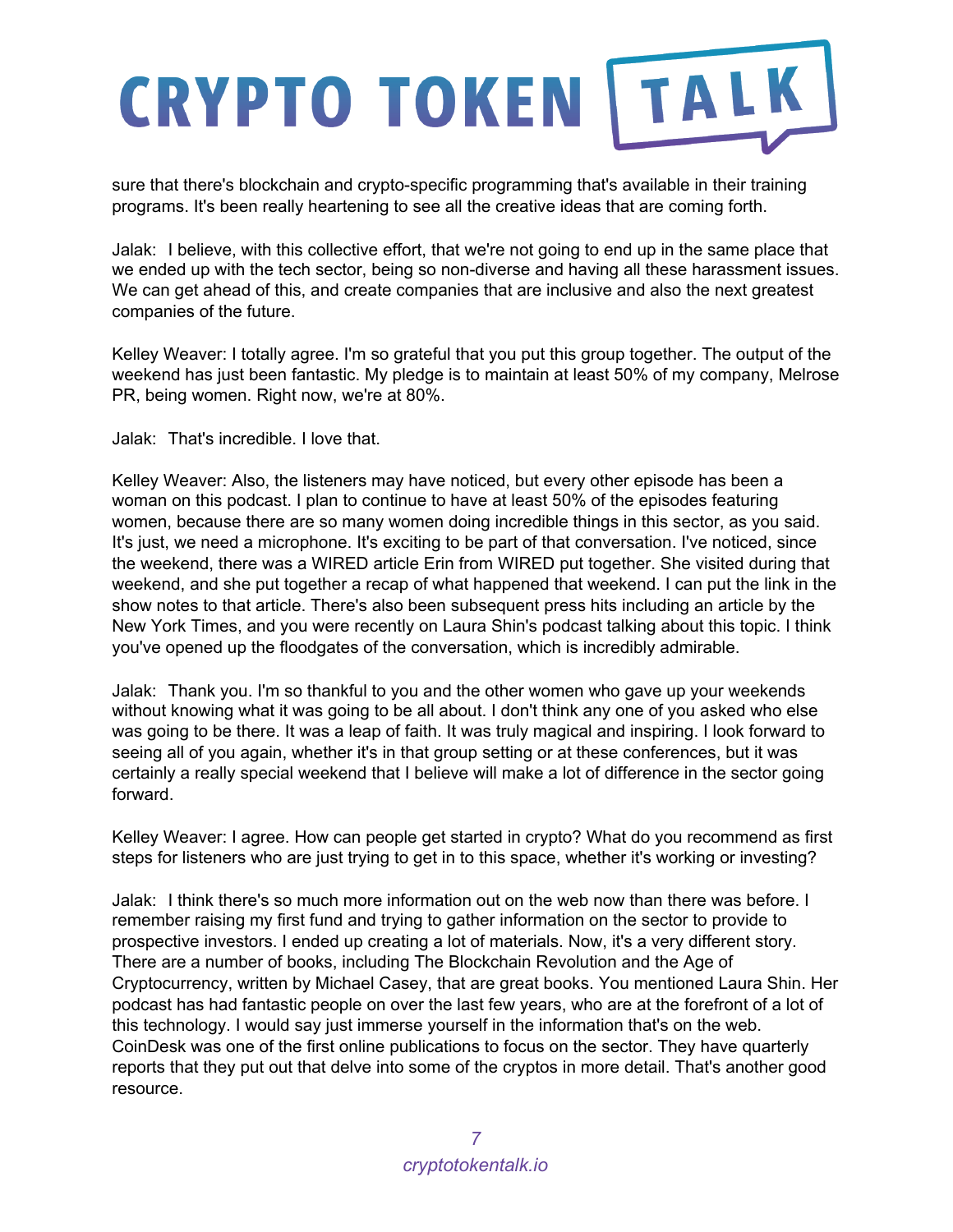sure that there's blockchain and crypto-specific programming that's available in their training programs. It's been really heartening to see all the creative ideas that are coming forth.

Jalak: I believe, with this collective effort, that we're not going to end up in the same place that we ended up with the tech sector, being so non-diverse and having all these harassment issues. We can get ahead of this, and create companies that are inclusive and also the next greatest companies of the future.

Kelley Weaver: I totally agree. I'm so grateful that you put this group together. The output of the weekend has just been fantastic. My pledge is to maintain at least 50% of my company, Melrose PR, being women. Right now, we're at 80%.

Jalak: That's incredible. I love that.

Kelley Weaver: Also, the listeners may have noticed, but every other episode has been a woman on this podcast. I plan to continue to have at least 50% of the episodes featuring women, because there are so many women doing incredible things in this sector, as you said. It's just, we need a microphone. It's exciting to be part of that conversation. I've noticed, since the weekend, there was a WIRED article Erin from WIRED put together. She visited during that weekend, and she put together a recap of what happened that weekend. I can put the link in the show notes to that article. There's also been subsequent press hits including an article by the New York Times, and you were recently on Laura Shin's podcast talking about this topic. I think you've opened up the floodgates of the conversation, which is incredibly admirable.

Jalak: Thank you. I'm so thankful to you and the other women who gave up your weekends without knowing what it was going to be all about. I don't think any one of you asked who else was going to be there. It was a leap of faith. It was truly magical and inspiring. I look forward to seeing all of you again, whether it's in that group setting or at these conferences, but it was certainly a really special weekend that I believe will make a lot of difference in the sector going forward.

Kelley Weaver: I agree. How can people get started in crypto? What do you recommend as first steps for listeners who are just trying to get in to this space, whether it's working or investing?

Jalak: I think there's so much more information out on the web now than there was before. I remember raising my first fund and trying to gather information on the sector to provide to prospective investors. I ended up creating a lot of materials. Now, it's a very different story. There are a number of books, including The Blockchain Revolution and the Age of Cryptocurrency, written by Michael Casey, that are great books. You mentioned Laura Shin. Her podcast has had fantastic people on over the last few years, who are at the forefront of a lot of this technology. I would say just immerse yourself in the information that's on the web. CoinDesk was one of the first online publications to focus on the sector. They have quarterly reports that they put out that delve into some of the cryptos in more detail. That's another good resource.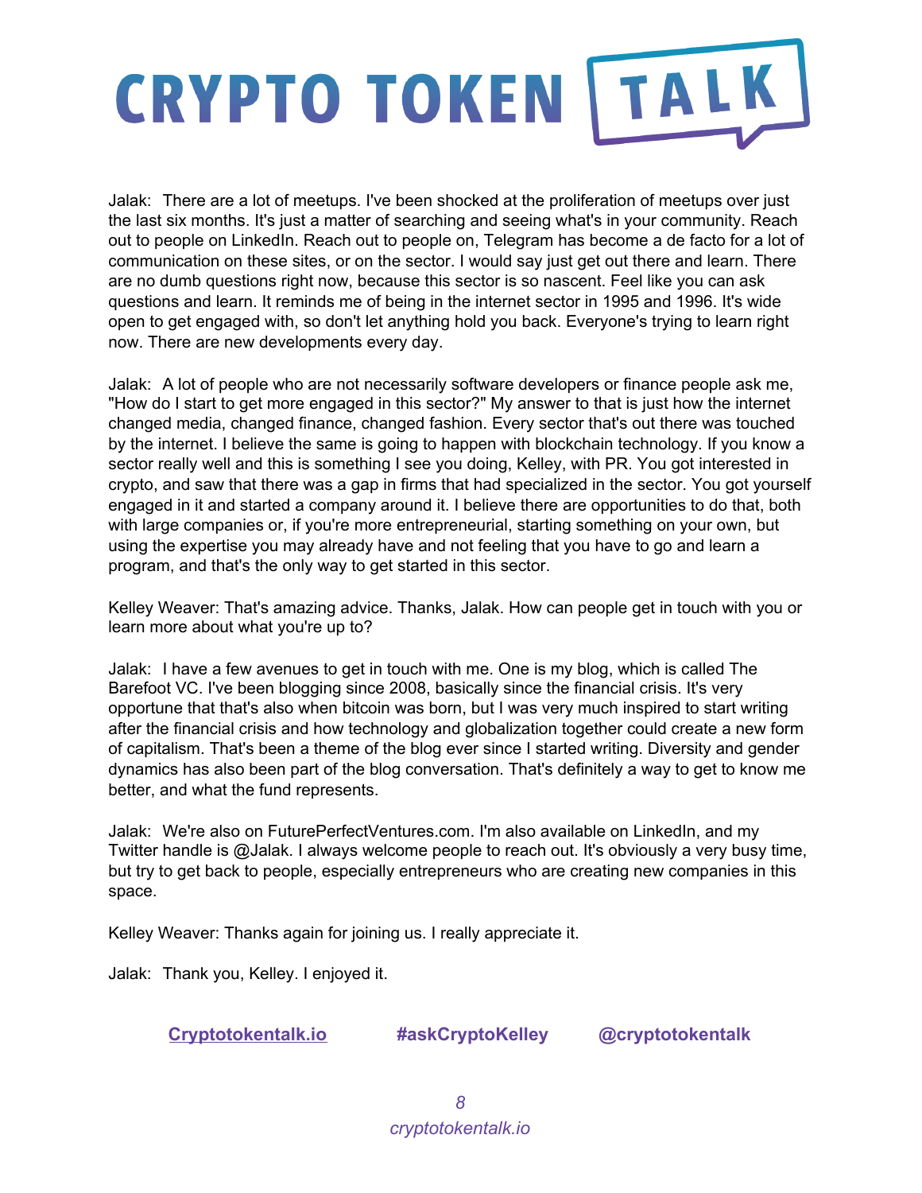Jalak:  There are a lot of meetups. I've been shocked at the proliferation of meetups over just the last six months. It's just a matter of searching and seeing what's in your community. Reach out to people on LinkedIn. Reach out to people on, Telegram has become a de facto for a lot of communication on these sites, or on the sector. I would say just get out there and learn. There are no dumb questions right now, because this sector is so nascent. Feel like you can ask questions and learn. It reminds me of being in the internet sector in 1995 and 1996. It's wide open to get engaged with, so don't let anything hold you back. Everyone's trying to learn right now. There are new developments every day.

Jalak:  A lot of people who are not necessarily software developers or finance people ask me, "How do I start to get more engaged in this sector?" My answer to that is just how the internet changed media, changed finance, changed fashion. Every sector that's out there was touched by the internet. I believe the same is going to happen with blockchain technology. If you know a sector really well and this is something I see you doing, Kelley, with PR. You got interested in crypto, and saw that there was a gap in firms that had specialized in the sector. You got yourself engaged in it and started a company around it. I believe there are opportunities to do that, both with large companies or, if you're more entrepreneurial, starting something on your own, but using the expertise you may already have and not feeling that you have to go and learn a program, and that's the only way to get started in this sector.

Kelley Weaver: That's amazing advice. Thanks, Jalak. How can people get in touch with you or learn more about what you're up to?

Jalak:  I have a few avenues to get in touch with me. One is my blog, which is called The Barefoot VC. I've been blogging since 2008, basically since the financial crisis. It's very opportune that that's also when bitcoin was born, but I was very much inspired to start writing after the financial crisis and how technology and globalization together could create a new form of capitalism. That's been a theme of the blog ever since I started writing. Diversity and gender dynamics has also been part of the blog conversation. That's definitely a way to get to know me better, and what the fund represents.

Jalak:  We're also on FuturePerfectVentures.com. I'm also available on LinkedIn, and my Twitter handle is @Jalak. I always welcome people to reach out. It's obviously a very busy time, but try to get back to people, especially entrepreneurs who are creating new companies in this space.

Kelley Weaver: Thanks again for joining us. I really appreciate it.

Jalak:  Thank you, Kelley. I enjoyed it.